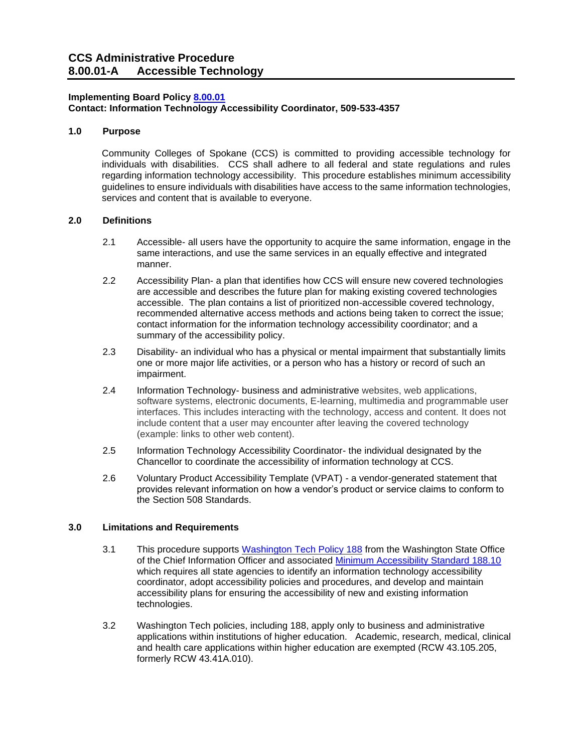# CCS Administrative Procedure
# 8.00.01-A Accessible Technology

**Implementing Board Policy 8.00.01**
**Contact: Information Technology Accessibility Coordinator, 509-533-4357**

## 1.0 Purpose

Community Colleges of Spokane (CCS) is committed to providing accessible technology for individuals with disabilities. CCS shall adhere to all federal and state regulations and rules regarding information technology accessibility. This procedure establishes minimum accessibility guidelines to ensure individuals with disabilities have access to the same information technologies, services and content that is available to everyone.

## 2.0 Definitions

2.1 Accessible- all users have the opportunity to acquire the same information, engage in the same interactions, and use the same services in an equally effective and integrated manner.

2.2 Accessibility Plan- a plan that identifies how CCS will ensure new covered technologies are accessible and describes the future plan for making existing covered technologies accessible. The plan contains a list of prioritized non-accessible covered technology, recommended alternative access methods and actions being taken to correct the issue; contact information for the information technology accessibility coordinator; and a summary of the accessibility policy.

2.3 Disability- an individual who has a physical or mental impairment that substantially limits one or more major life activities, or a person who has a history or record of such an impairment.

2.4 Information Technology- business and administrative websites, web applications, software systems, electronic documents, E-learning, multimedia and programmable user interfaces. This includes interacting with the technology, access and content. It does not include content that a user may encounter after leaving the covered technology (example: links to other web content).

2.5 Information Technology Accessibility Coordinator- the individual designated by the Chancellor to coordinate the accessibility of information technology at CCS.

2.6 Voluntary Product Accessibility Template (VPAT) - a vendor-generated statement that provides relevant information on how a vendor's product or service claims to conform to the Section 508 Standards.

## 3.0 Limitations and Requirements

3.1 This procedure supports Washington Tech Policy 188 from the Washington State Office of the Chief Information Officer and associated Minimum Accessibility Standard 188.10 which requires all state agencies to identify an information technology accessibility coordinator, adopt accessibility policies and procedures, and develop and maintain accessibility plans for ensuring the accessibility of new and existing information technologies.

3.2 Washington Tech policies, including 188, apply only to business and administrative applications within institutions of higher education. Academic, research, medical, clinical and health care applications within higher education are exempted (RCW 43.105.205, formerly RCW 43.41A.010).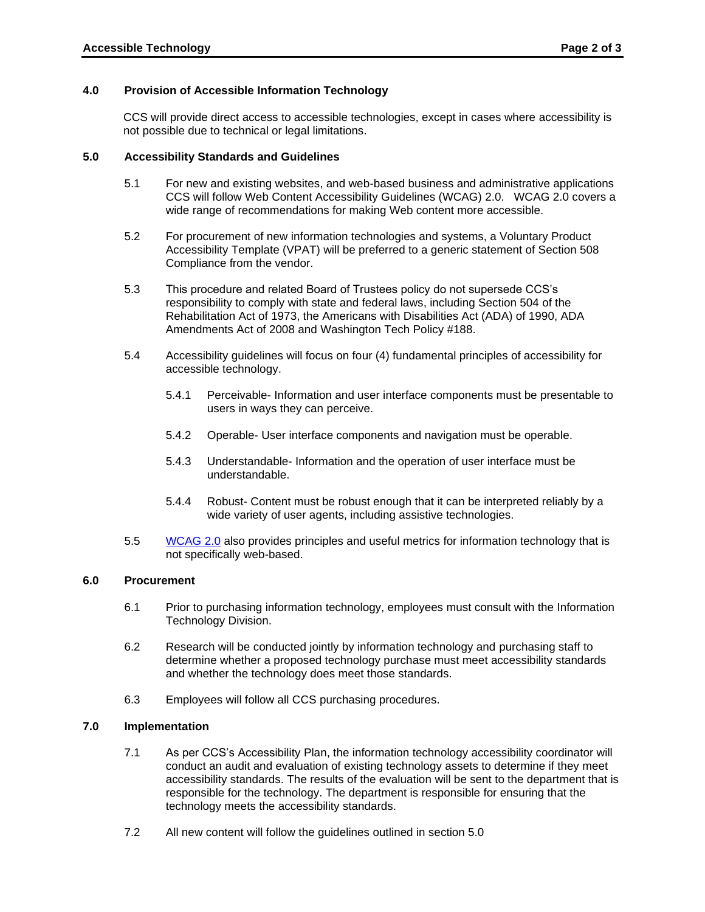## 4.0 Provision of Accessible Information Technology

CCS will provide direct access to accessible technologies, except in cases where accessibility is not possible due to technical or legal limitations.

## 5.0 Accessibility Standards and Guidelines

5.1 For new and existing websites, and web-based business and administrative applications CCS will follow Web Content Accessibility Guidelines (WCAG) 2.0. WCAG 2.0 covers a wide range of recommendations for making Web content more accessible.

5.2 For procurement of new information technologies and systems, a Voluntary Product Accessibility Template (VPAT) will be preferred to a generic statement of Section 508 Compliance from the vendor.

5.3 This procedure and related Board of Trustees policy do not supersede CCS's responsibility to comply with state and federal laws, including Section 504 of the Rehabilitation Act of 1973, the Americans with Disabilities Act (ADA) of 1990, ADA Amendments Act of 2008 and Washington Tech Policy #188.

5.4 Accessibility guidelines will focus on four (4) fundamental principles of accessibility for accessible technology.

5.4.1 Perceivable- Information and user interface components must be presentable to users in ways they can perceive.

5.4.2 Operable- User interface components and navigation must be operable.

5.4.3 Understandable- Information and the operation of user interface must be understandable.

5.4.4 Robust- Content must be robust enough that it can be interpreted reliably by a wide variety of user agents, including assistive technologies.

5.5 WCAG 2.0 also provides principles and useful metrics for information technology that is not specifically web-based.

## 6.0 Procurement

6.1 Prior to purchasing information technology, employees must consult with the Information Technology Division.

6.2 Research will be conducted jointly by information technology and purchasing staff to determine whether a proposed technology purchase must meet accessibility standards and whether the technology does meet those standards.

6.3 Employees will follow all CCS purchasing procedures.

## 7.0 Implementation

7.1 As per CCS's Accessibility Plan, the information technology accessibility coordinator will conduct an audit and evaluation of existing technology assets to determine if they meet accessibility standards. The results of the evaluation will be sent to the department that is responsible for the technology. The department is responsible for ensuring that the technology meets the accessibility standards.

7.2 All new content will follow the guidelines outlined in section 5.0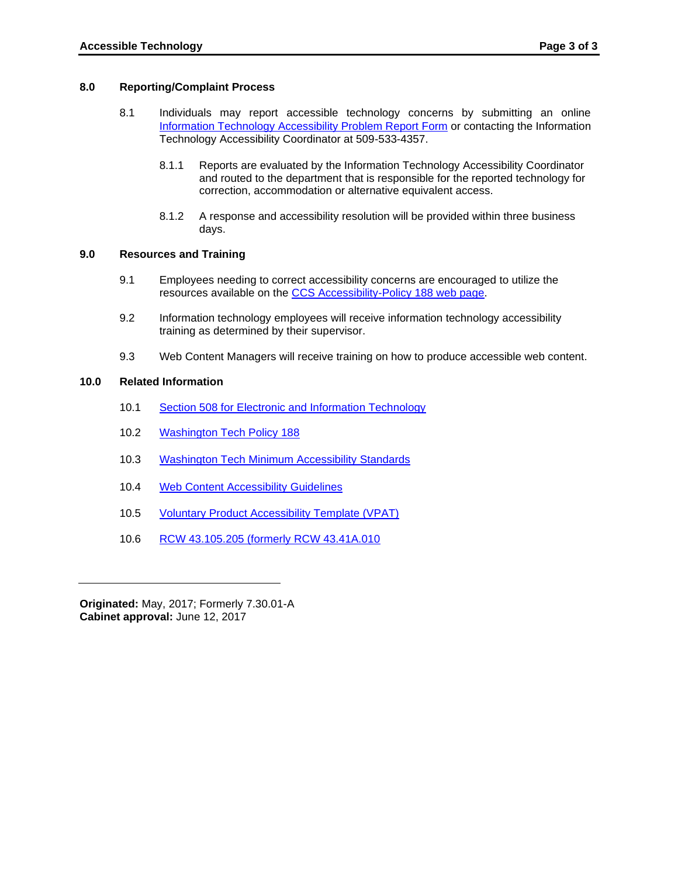## 8.0 Reporting/Complaint Process

8.1 Individuals may report accessible technology concerns by submitting an online Information Technology Accessibility Problem Report Form or contacting the Information Technology Accessibility Coordinator at 509-533-4357.

8.1.1 Reports are evaluated by the Information Technology Accessibility Coordinator and routed to the department that is responsible for the reported technology for correction, accommodation or alternative equivalent access.

8.1.2 A response and accessibility resolution will be provided within three business days.

## 9.0 Resources and Training

9.1 Employees needing to correct accessibility concerns are encouraged to utilize the resources available on the CCS Accessibility-Policy 188 web page.

9.2 Information technology employees will receive information technology accessibility training as determined by their supervisor.

9.3 Web Content Managers will receive training on how to produce accessible web content.

## 10.0 Related Information

10.1 Section 508 for Electronic and Information Technology

10.2 Washington Tech Policy 188

10.3 Washington Tech Minimum Accessibility Standards

10.4 Web Content Accessibility Guidelines

10.5 Voluntary Product Accessibility Template (VPAT)

10.6 RCW 43.105.205 (formerly RCW 43.41A.010

---

**Originated:** May, 2017; Formerly 7.30.01-A
**Cabinet approval:** June 12, 2017